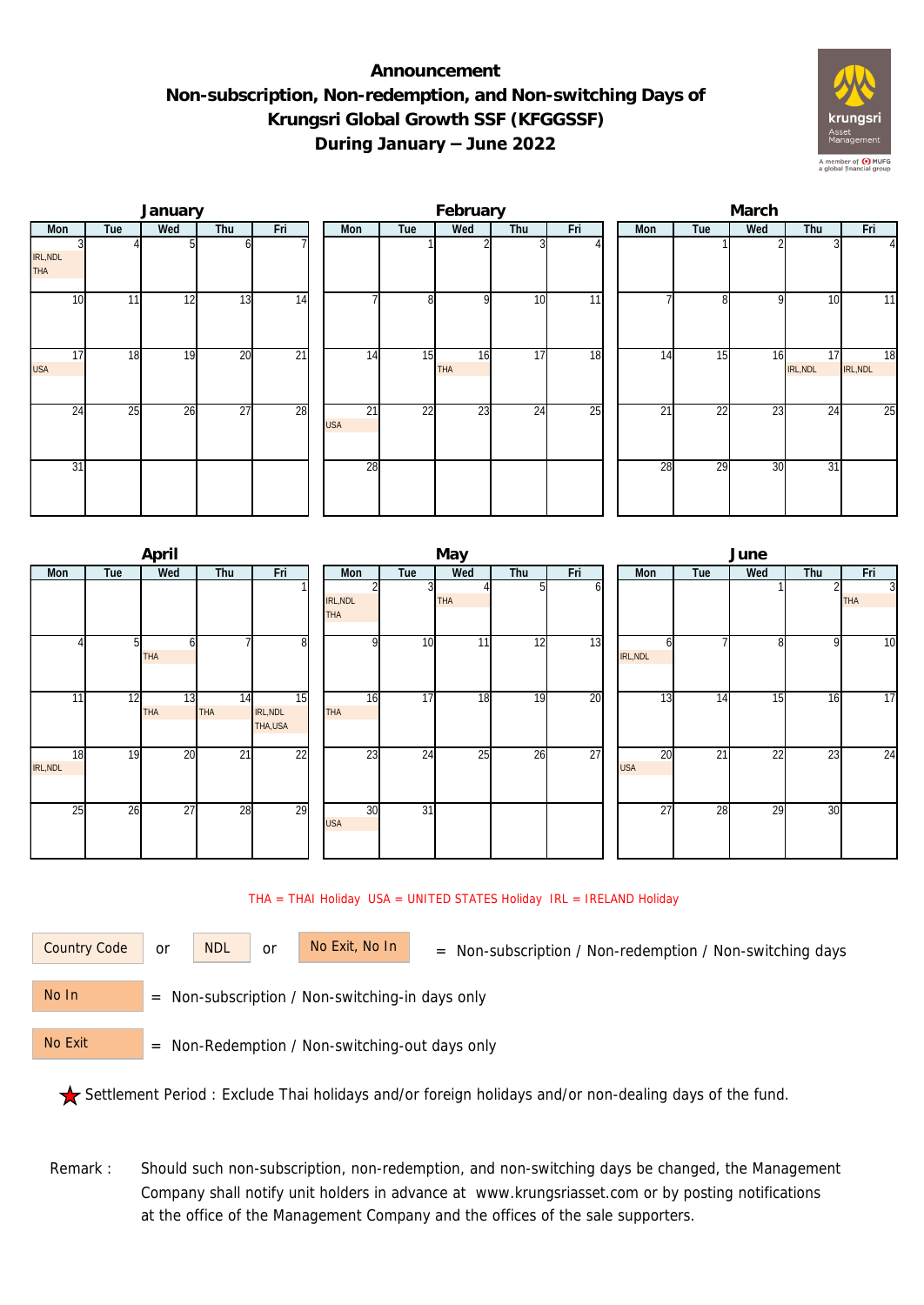# Announcement
## Non-subscription, Non-redemption, and Non-switching Days of Krungsri Global Growth SSF (KFGGSSF) During January – June 2022

### January

| Mon | Tue | Wed | Thu | Fri |
|---|---|---|---|---|
| 3 IRL,NDL THA | 4 | 5 | 6 | 7 |
| 10 | 11 | 12 | 13 | 14 |
| 17 USA | 18 | 19 | 20 | 21 |
| 24 | 25 | 26 | 27 | 28 |
| 31 | | | | |

### February

| Mon | Tue | Wed | Thu | Fri |
|---|---|---|---|---|
| | 1 | 2 | 3 | 4 |
| 7 | 8 | 9 | 10 | 11 |
| 14 | 15 | 16 THA | 17 | 18 |
| 21 USA | 22 | 23 | 24 | 25 |
| 28 | | | | |

### March

| Mon | Tue | Wed | Thu | Fri |
|---|---|---|---|---|
| | 1 | 2 | 3 | 4 |
| 7 | 8 | 9 | 10 | 11 |
| 14 | 15 | 16 | 17 IRL,NDL | 18 IRL,NDL |
| 21 | 22 | 23 | 24 | 25 |
| 28 | 29 | 30 | 31 | |

### April

| Mon | Tue | Wed | Thu | Fri |
|---|---|---|---|---|
| | | | | 1 |
| 4 | 5 | 6 THA | 7 | 8 |
| 11 | 12 | 13 THA | 14 THA | 15 IRL,NDL THA,USA |
| 18 IRL,NDL | 19 | 20 | 21 | 22 |
| 25 | 26 | 27 | 28 | 29 |

### May

| Mon | Tue | Wed | Thu | Fri |
|---|---|---|---|---|
| 2 IRL,NDL THA | 3 | 4 THA | 5 | 6 |
| 9 | 10 | 11 | 12 | 13 |
| 16 THA | 17 | 18 | 19 | 20 |
| 23 | 24 | 25 | 26 | 27 |
| 30 USA | 31 | | | |

### June

| Mon | Tue | Wed | Thu | Fri |
|---|---|---|---|---|
| | | 1 | 2 | 3 THA |
| 6 IRL,NDL | 7 | 8 | 9 | 10 |
| 13 | 14 | 15 | 16 | 17 |
| 20 USA | 21 | 22 | 23 | 24 |
| 27 | 28 | 29 | 30 | |

THA = THAI Holiday USA = UNITED STATES Holiday IRL = IRELAND Holiday

Country Code or NDL or No Exit, No In = Non-subscription / Non-redemption / Non-switching days

No In = Non-subscription / Non-switching-in days only

No Exit = Non-Redemption / Non-switching-out days only

★ Settlement Period : Exclude Thai holidays and/or foreign holidays and/or non-dealing days of the fund.

Remark : Should such non-subscription, non-redemption, and non-switching days be changed, the Management Company shall notify unit holders in advance at www.krungsriasset.com or by posting notifications at the office of the Management Company and the offices of the sale supporters.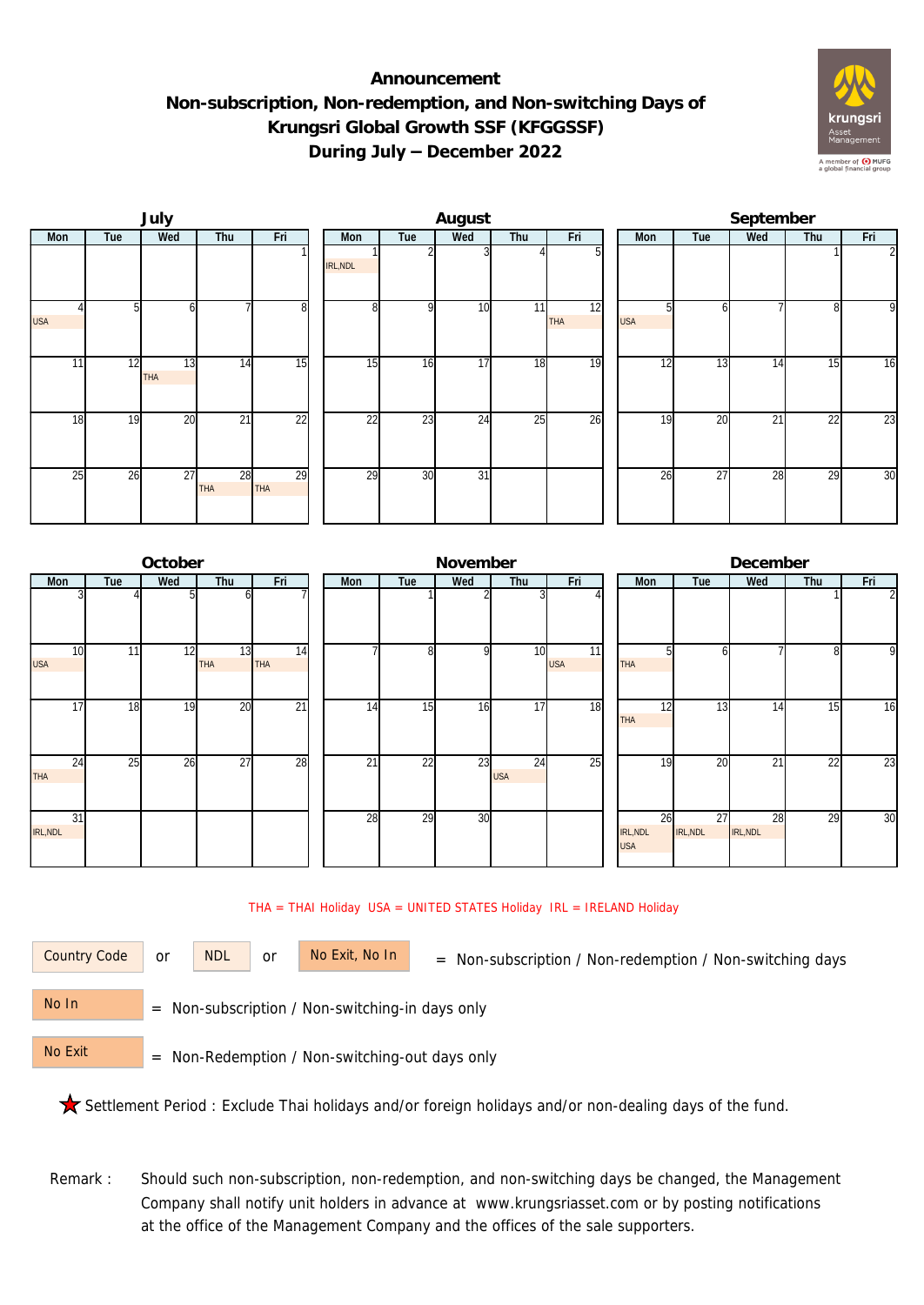# Announcement
# Non-subscription, Non-redemption, and Non-switching Days of Krungsri Global Growth SSF (KFGGSSF) During July – December 2022

### July

| Mon | Tue | Wed | Thu | Fri |
|---|---|---|---|---|
| | | | | 1 |
| 4 USA | 5 | 6 | 7 | 8 |
| 11 | 12 | 13 THA | 14 | 15 |
| 18 | 19 | 20 | 21 | 22 |
| 25 | 26 | 27 | 28 THA | 29 THA |

### August

| Mon | Tue | Wed | Thu | Fri |
|---|---|---|---|---|
| 1 IRL,NDL | 2 | 3 | 4 | 5 |
| 8 | 9 | 10 | 11 | 12 THA |
| 15 | 16 | 17 | 18 | 19 |
| 22 | 23 | 24 | 25 | 26 |
| 29 | 30 | 31 | | |

### September

| Mon | Tue | Wed | Thu | Fri |
|---|---|---|---|---|
| | | | 1 | 2 |
| 5 USA | 6 | 7 | 8 | 9 |
| 12 | 13 | 14 | 15 | 16 |
| 19 | 20 | 21 | 22 | 23 |
| 26 | 27 | 28 | 29 | 30 |

### October

| Mon | Tue | Wed | Thu | Fri |
|---|---|---|---|---|
| 3 | 4 | 5 | 6 | 7 |
| 10 USA | 11 | 12 | 13 THA | 14 THA |
| 17 | 18 | 19 | 20 | 21 |
| 24 THA | 25 | 26 | 27 | 28 |
| 31 IRL,NDL | | | | |

### November

| Mon | Tue | Wed | Thu | Fri |
|---|---|---|---|---|
| | 1 | 2 | 3 | 4 |
| 7 | 8 | 9 | 10 | 11 USA |
| 14 | 15 | 16 | 17 | 18 |
| 21 | 22 | 23 | 24 USA | 25 |
| 28 | 29 | 30 | | |

### December

| Mon | Tue | Wed | Thu | Fri |
|---|---|---|---|---|
| | | | 1 | 2 |
| 5 THA | 6 | 7 | 8 | 9 |
| 12 THA | 13 | 14 | 15 | 16 |
| 19 | 20 | 21 | 22 | 23 |
| 26 IRL,NDL USA | 27 IRL,NDL | 28 IRL,NDL | 29 | 30 |

THA = THAI Holiday USA = UNITED STATES Holiday IRL = IRELAND Holiday

Country Code or NDL or No Exit, No In = Non-subscription / Non-redemption / Non-switching days

No In = Non-subscription / Non-switching-in days only

No Exit = Non-Redemption / Non-switching-out days only

★ Settlement Period : Exclude Thai holidays and/or foreign holidays and/or non-dealing days of the fund.

Remark : Should such non-subscription, non-redemption, and non-switching days be changed, the Management Company shall notify unit holders in advance at www.krungsriasset.com or by posting notifications at the office of the Management Company and the offices of the sale supporters.